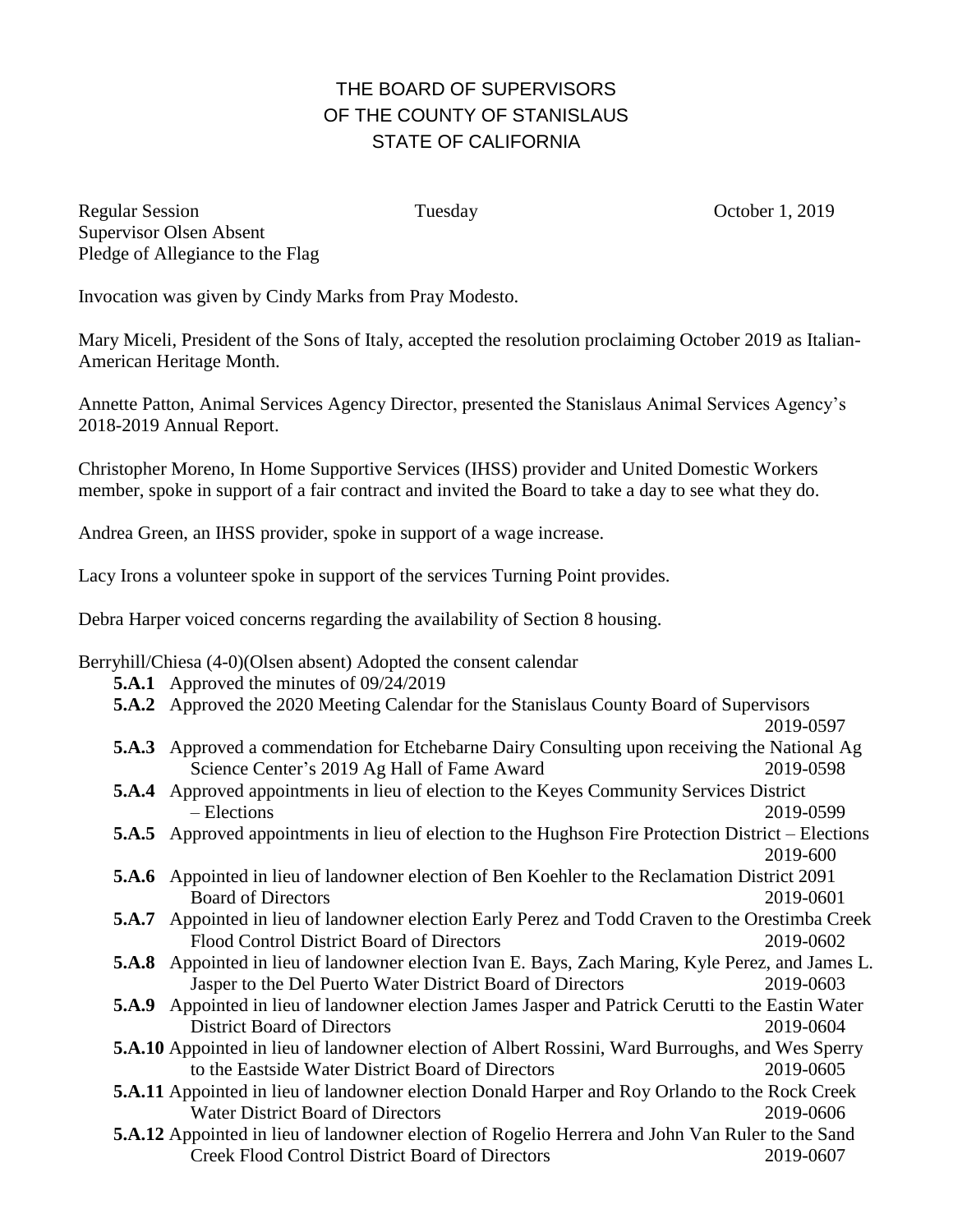# THE BOARD OF SUPERVISORS
# OF THE COUNTY OF STANISLAUS
# STATE OF CALIFORNIA

Regular Session Tuesday October 1, 2019
Supervisor Olsen Absent
Pledge of Allegiance to the Flag

Invocation was given by Cindy Marks from Pray Modesto.

Mary Miceli, President of the Sons of Italy, accepted the resolution proclaiming October 2019 as Italian-American Heritage Month.

Annette Patton, Animal Services Agency Director, presented the Stanislaus Animal Services Agency's 2018-2019 Annual Report.

Christopher Moreno, In Home Supportive Services (IHSS) provider and United Domestic Workers member, spoke in support of a fair contract and invited the Board to take a day to see what they do.

Andrea Green, an IHSS provider, spoke in support of a wage increase.

Lacy Irons a volunteer spoke in support of the services Turning Point provides.

Debra Harper voiced concerns regarding the availability of Section 8 housing.

Berryhill/Chiesa (4-0)(Olsen absent) Adopted the consent calendar

- **5.A.1** Approved the minutes of 09/24/2019
- **5.A.2** Approved the 2020 Meeting Calendar for the Stanislaus County Board of Supervisors 2019-0597
- **5.A.3** Approved a commendation for Etchebarne Dairy Consulting upon receiving the National Ag Science Center's 2019 Ag Hall of Fame Award 2019-0598
- **5.A.4** Approved appointments in lieu of election to the Keyes Community Services District – Elections 2019-0599
- **5.A.5** Approved appointments in lieu of election to the Hughson Fire Protection District – Elections 2019-600
- **5.A.6** Appointed in lieu of landowner election of Ben Koehler to the Reclamation District 2091 Board of Directors 2019-0601
- **5.A.7** Appointed in lieu of landowner election Early Perez and Todd Craven to the Orestimba Creek Flood Control District Board of Directors 2019-0602
- **5.A.8** Appointed in lieu of landowner election Ivan E. Bays, Zach Maring, Kyle Perez, and James L. Jasper to the Del Puerto Water District Board of Directors 2019-0603
- **5.A.9** Appointed in lieu of landowner election James Jasper and Patrick Cerutti to the Eastin Water District Board of Directors 2019-0604
- **5.A.10** Appointed in lieu of landowner election of Albert Rossini, Ward Burroughs, and Wes Sperry to the Eastside Water District Board of Directors 2019-0605
- **5.A.11** Appointed in lieu of landowner election Donald Harper and Roy Orlando to the Rock Creek Water District Board of Directors 2019-0606
- **5.A.12** Appointed in lieu of landowner election of Rogelio Herrera and John Van Ruler to the Sand Creek Flood Control District Board of Directors 2019-0607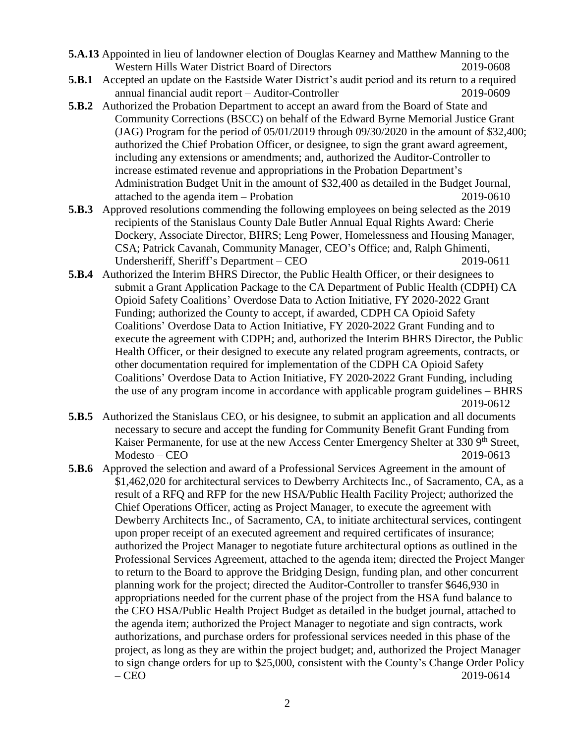**5.A.13** Appointed in lieu of landowner election of Douglas Kearney and Matthew Manning to the Western Hills Water District Board of Directors 2019-0608

**5.B.1** Accepted an update on the Eastside Water District's audit period and its return to a required annual financial audit report – Auditor-Controller 2019-0609

**5.B.2** Authorized the Probation Department to accept an award from the Board of State and Community Corrections (BSCC) on behalf of the Edward Byrne Memorial Justice Grant (JAG) Program for the period of 05/01/2019 through 09/30/2020 in the amount of $32,400; authorized the Chief Probation Officer, or designee, to sign the grant award agreement, including any extensions or amendments; and, authorized the Auditor-Controller to increase estimated revenue and appropriations in the Probation Department's Administration Budget Unit in the amount of $32,400 as detailed in the Budget Journal, attached to the agenda item – Probation 2019-0610

**5.B.3** Approved resolutions commending the following employees on being selected as the 2019 recipients of the Stanislaus County Dale Butler Annual Equal Rights Award: Cherie Dockery, Associate Director, BHRS; Leng Power, Homelessness and Housing Manager, CSA; Patrick Cavanah, Community Manager, CEO's Office; and, Ralph Ghimenti, Undersheriff, Sheriff's Department – CEO 2019-0611

**5.B.4** Authorized the Interim BHRS Director, the Public Health Officer, or their designees to submit a Grant Application Package to the CA Department of Public Health (CDPH) CA Opioid Safety Coalitions' Overdose Data to Action Initiative, FY 2020-2022 Grant Funding; authorized the County to accept, if awarded, CDPH CA Opioid Safety Coalitions' Overdose Data to Action Initiative, FY 2020-2022 Grant Funding and to execute the agreement with CDPH; and, authorized the Interim BHRS Director, the Public Health Officer, or their designed to execute any related program agreements, contracts, or other documentation required for implementation of the CDPH CA Opioid Safety Coalitions' Overdose Data to Action Initiative, FY 2020-2022 Grant Funding, including the use of any program income in accordance with applicable program guidelines – BHRS 2019-0612

**5.B.5** Authorized the Stanislaus CEO, or his designee, to submit an application and all documents necessary to secure and accept the funding for Community Benefit Grant Funding from Kaiser Permanente, for use at the new Access Center Emergency Shelter at 330 9th Street, Modesto – CEO 2019-0613

**5.B.6** Approved the selection and award of a Professional Services Agreement in the amount of $1,462,020 for architectural services to Dewberry Architects Inc., of Sacramento, CA, as a result of a RFQ and RFP for the new HSA/Public Health Facility Project; authorized the Chief Operations Officer, acting as Project Manager, to execute the agreement with Dewberry Architects Inc., of Sacramento, CA, to initiate architectural services, contingent upon proper receipt of an executed agreement and required certificates of insurance; authorized the Project Manager to negotiate future architectural options as outlined in the Professional Services Agreement, attached to the agenda item; directed the Project Manger to return to the Board to approve the Bridging Design, funding plan, and other concurrent planning work for the project; directed the Auditor-Controller to transfer $646,930 in appropriations needed for the current phase of the project from the HSA fund balance to the CEO HSA/Public Health Project Budget as detailed in the budget journal, attached to the agenda item; authorized the Project Manager to negotiate and sign contracts, work authorizations, and purchase orders for professional services needed in this phase of the project, as long as they are within the project budget; and, authorized the Project Manager to sign change orders for up to $25,000, consistent with the County's Change Order Policy – CEO 2019-0614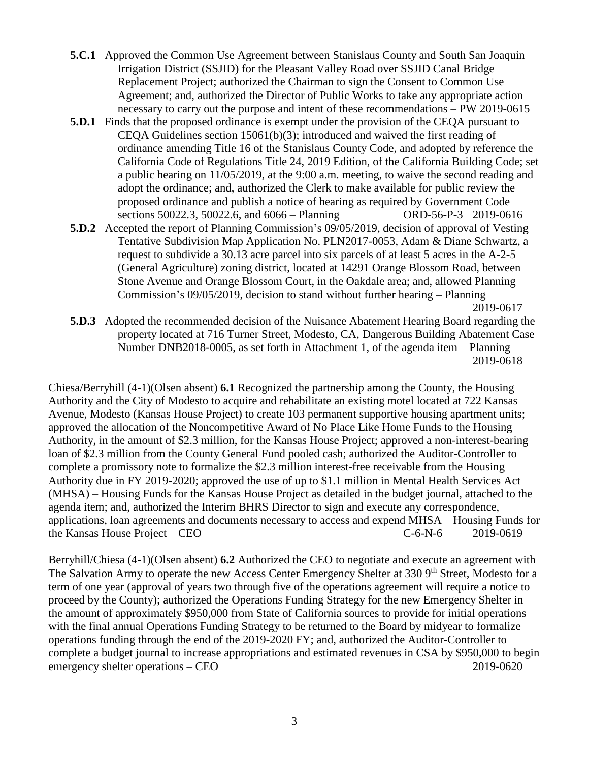**5.C.1** Approved the Common Use Agreement between Stanislaus County and South San Joaquin Irrigation District (SSJID) for the Pleasant Valley Road over SSJID Canal Bridge Replacement Project; authorized the Chairman to sign the Consent to Common Use Agreement; and, authorized the Director of Public Works to take any appropriate action necessary to carry out the purpose and intent of these recommendations – PW 2019-0615

**5.D.1** Finds that the proposed ordinance is exempt under the provision of the CEQA pursuant to CEQA Guidelines section 15061(b)(3); introduced and waived the first reading of ordinance amending Title 16 of the Stanislaus County Code, and adopted by reference the California Code of Regulations Title 24, 2019 Edition, of the California Building Code; set a public hearing on 11/05/2019, at the 9:00 a.m. meeting, to waive the second reading and adopt the ordinance; and, authorized the Clerk to make available for public review the proposed ordinance and publish a notice of hearing as required by Government Code sections 50022.3, 50022.6, and 6066 – Planning ORD-56-P-3 2019-0616

**5.D.2** Accepted the report of Planning Commission's 09/05/2019, decision of approval of Vesting Tentative Subdivision Map Application No. PLN2017-0053, Adam & Diane Schwartz, a request to subdivide a 30.13 acre parcel into six parcels of at least 5 acres in the A-2-5 (General Agriculture) zoning district, located at 14291 Orange Blossom Road, between Stone Avenue and Orange Blossom Court, in the Oakdale area; and, allowed Planning Commission's 09/05/2019, decision to stand without further hearing – Planning 2019-0617

**5.D.3** Adopted the recommended decision of the Nuisance Abatement Hearing Board regarding the property located at 716 Turner Street, Modesto, CA, Dangerous Building Abatement Case Number DNB2018-0005, as set forth in Attachment 1, of the agenda item – Planning 2019-0618

Chiesa/Berryhill (4-1)(Olsen absent) **6.1** Recognized the partnership among the County, the Housing Authority and the City of Modesto to acquire and rehabilitate an existing motel located at 722 Kansas Avenue, Modesto (Kansas House Project) to create 103 permanent supportive housing apartment units; approved the allocation of the Noncompetitive Award of No Place Like Home Funds to the Housing Authority, in the amount of \$2.3 million, for the Kansas House Project; approved a non-interest-bearing loan of \$2.3 million from the County General Fund pooled cash; authorized the Auditor-Controller to complete a promissory note to formalize the \$2.3 million interest-free receivable from the Housing Authority due in FY 2019-2020; approved the use of up to \$1.1 million in Mental Health Services Act (MHSA) – Housing Funds for the Kansas House Project as detailed in the budget journal, attached to the agenda item; and, authorized the Interim BHRS Director to sign and execute any correspondence, applications, loan agreements and documents necessary to access and expend MHSA – Housing Funds for the Kansas House Project – CEO C-6-N-6 2019-0619

Berryhill/Chiesa (4-1)(Olsen absent) **6.2** Authorized the CEO to negotiate and execute an agreement with The Salvation Army to operate the new Access Center Emergency Shelter at 330 9th Street, Modesto for a term of one year (approval of years two through five of the operations agreement will require a notice to proceed by the County); authorized the Operations Funding Strategy for the new Emergency Shelter in the amount of approximately \$950,000 from State of California sources to provide for initial operations with the final annual Operations Funding Strategy to be returned to the Board by midyear to formalize operations funding through the end of the 2019-2020 FY; and, authorized the Auditor-Controller to complete a budget journal to increase appropriations and estimated revenues in CSA by \$950,000 to begin emergency shelter operations – CEO 2019-0620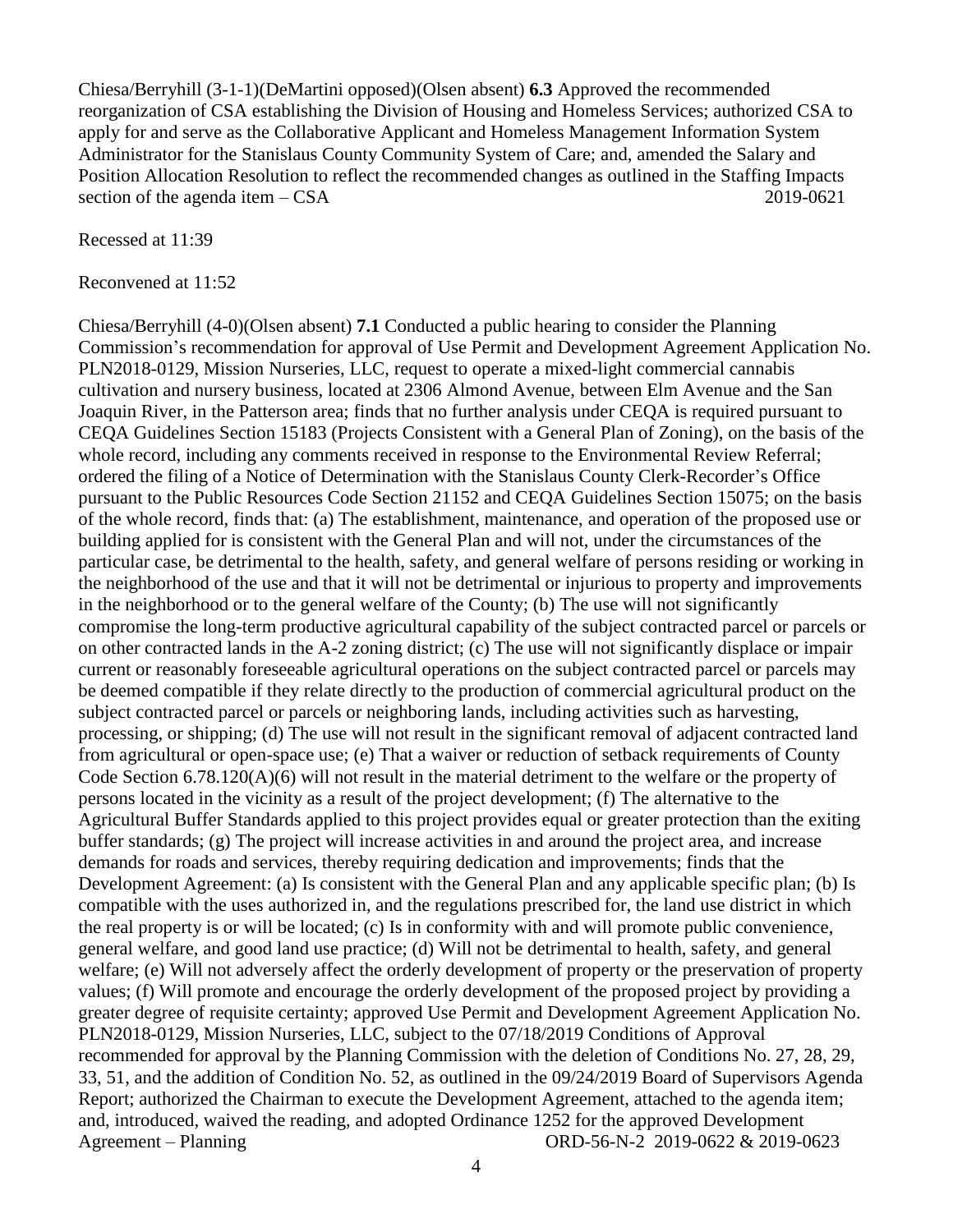Chiesa/Berryhill (3-1-1)(DeMartini opposed)(Olsen absent) **6.3** Approved the recommended reorganization of CSA establishing the Division of Housing and Homeless Services; authorized CSA to apply for and serve as the Collaborative Applicant and Homeless Management Information System Administrator for the Stanislaus County Community System of Care; and, amended the Salary and Position Allocation Resolution to reflect the recommended changes as outlined in the Staffing Impacts section of the agenda item – CSA 2019-0621

Recessed at 11:39

Reconvened at 11:52

Chiesa/Berryhill (4-0)(Olsen absent) **7.1** Conducted a public hearing to consider the Planning Commission's recommendation for approval of Use Permit and Development Agreement Application No. PLN2018-0129, Mission Nurseries, LLC, request to operate a mixed-light commercial cannabis cultivation and nursery business, located at 2306 Almond Avenue, between Elm Avenue and the San Joaquin River, in the Patterson area; finds that no further analysis under CEQA is required pursuant to CEQA Guidelines Section 15183 (Projects Consistent with a General Plan of Zoning), on the basis of the whole record, including any comments received in response to the Environmental Review Referral; ordered the filing of a Notice of Determination with the Stanislaus County Clerk-Recorder's Office pursuant to the Public Resources Code Section 21152 and CEQA Guidelines Section 15075; on the basis of the whole record, finds that: (a) The establishment, maintenance, and operation of the proposed use or building applied for is consistent with the General Plan and will not, under the circumstances of the particular case, be detrimental to the health, safety, and general welfare of persons residing or working in the neighborhood of the use and that it will not be detrimental or injurious to property and improvements in the neighborhood or to the general welfare of the County; (b) The use will not significantly compromise the long-term productive agricultural capability of the subject contracted parcel or parcels or on other contracted lands in the A-2 zoning district; (c) The use will not significantly displace or impair current or reasonably foreseeable agricultural operations on the subject contracted parcel or parcels may be deemed compatible if they relate directly to the production of commercial agricultural product on the subject contracted parcel or parcels or neighboring lands, including activities such as harvesting, processing, or shipping; (d) The use will not result in the significant removal of adjacent contracted land from agricultural or open-space use; (e) That a waiver or reduction of setback requirements of County Code Section 6.78.120(A)(6) will not result in the material detriment to the welfare or the property of persons located in the vicinity as a result of the project development; (f) The alternative to the Agricultural Buffer Standards applied to this project provides equal or greater protection than the exiting buffer standards; (g) The project will increase activities in and around the project area, and increase demands for roads and services, thereby requiring dedication and improvements; finds that the Development Agreement: (a) Is consistent with the General Plan and any applicable specific plan; (b) Is compatible with the uses authorized in, and the regulations prescribed for, the land use district in which the real property is or will be located; (c) Is in conformity with and will promote public convenience, general welfare, and good land use practice; (d) Will not be detrimental to health, safety, and general welfare; (e) Will not adversely affect the orderly development of property or the preservation of property values; (f) Will promote and encourage the orderly development of the proposed project by providing a greater degree of requisite certainty; approved Use Permit and Development Agreement Application No. PLN2018-0129, Mission Nurseries, LLC, subject to the 07/18/2019 Conditions of Approval recommended for approval by the Planning Commission with the deletion of Conditions No. 27, 28, 29, 33, 51, and the addition of Condition No. 52, as outlined in the 09/24/2019 Board of Supervisors Agenda Report; authorized the Chairman to execute the Development Agreement, attached to the agenda item; and, introduced, waived the reading, and adopted Ordinance 1252 for the approved Development Agreement – Planning ORD-56-N-2 2019-0622 & 2019-0623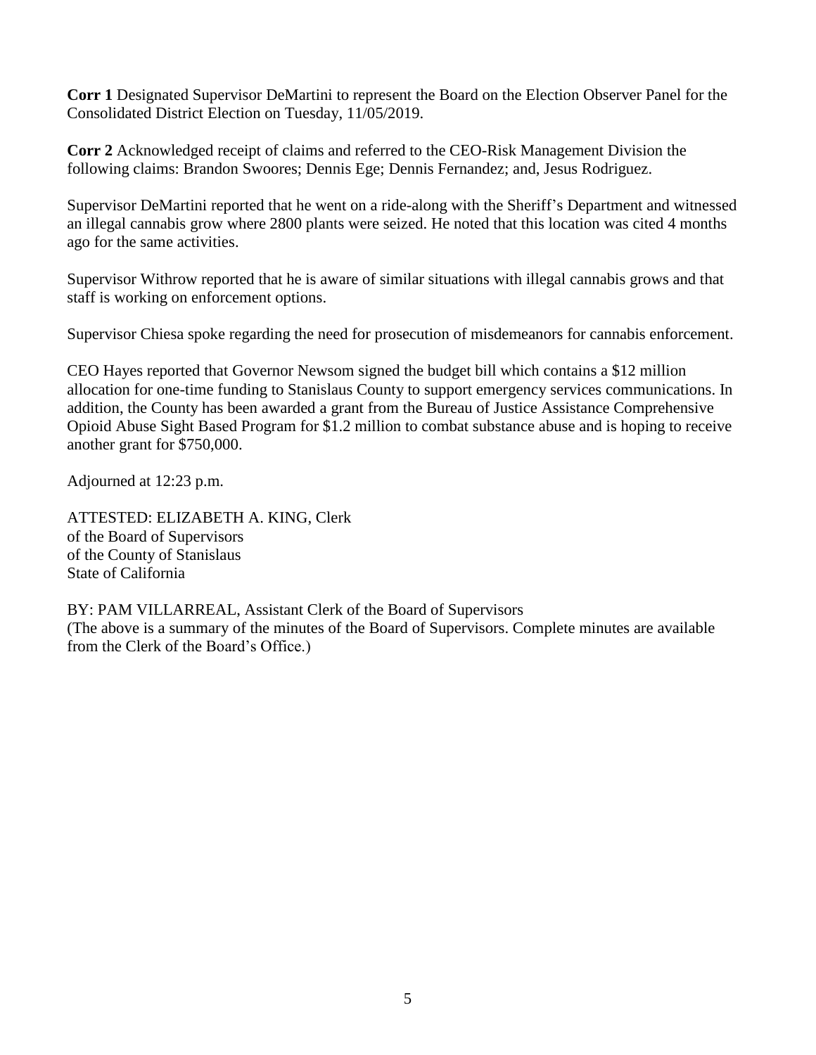**Corr 1** Designated Supervisor DeMartini to represent the Board on the Election Observer Panel for the Consolidated District Election on Tuesday, 11/05/2019.

**Corr 2** Acknowledged receipt of claims and referred to the CEO-Risk Management Division the following claims: Brandon Swoores; Dennis Ege; Dennis Fernandez; and, Jesus Rodriguez.

Supervisor DeMartini reported that he went on a ride-along with the Sheriff's Department and witnessed an illegal cannabis grow where 2800 plants were seized. He noted that this location was cited 4 months ago for the same activities.

Supervisor Withrow reported that he is aware of similar situations with illegal cannabis grows and that staff is working on enforcement options.

Supervisor Chiesa spoke regarding the need for prosecution of misdemeanors for cannabis enforcement.

CEO Hayes reported that Governor Newsom signed the budget bill which contains a $12 million allocation for one-time funding to Stanislaus County to support emergency services communications. In addition, the County has been awarded a grant from the Bureau of Justice Assistance Comprehensive Opioid Abuse Sight Based Program for $1.2 million to combat substance abuse and is hoping to receive another grant for $750,000.

Adjourned at 12:23 p.m.

ATTESTED: ELIZABETH A. KING, Clerk
of the Board of Supervisors
of the County of Stanislaus
State of California

BY: PAM VILLARREAL, Assistant Clerk of the Board of Supervisors
(The above is a summary of the minutes of the Board of Supervisors. Complete minutes are available from the Clerk of the Board's Office.)